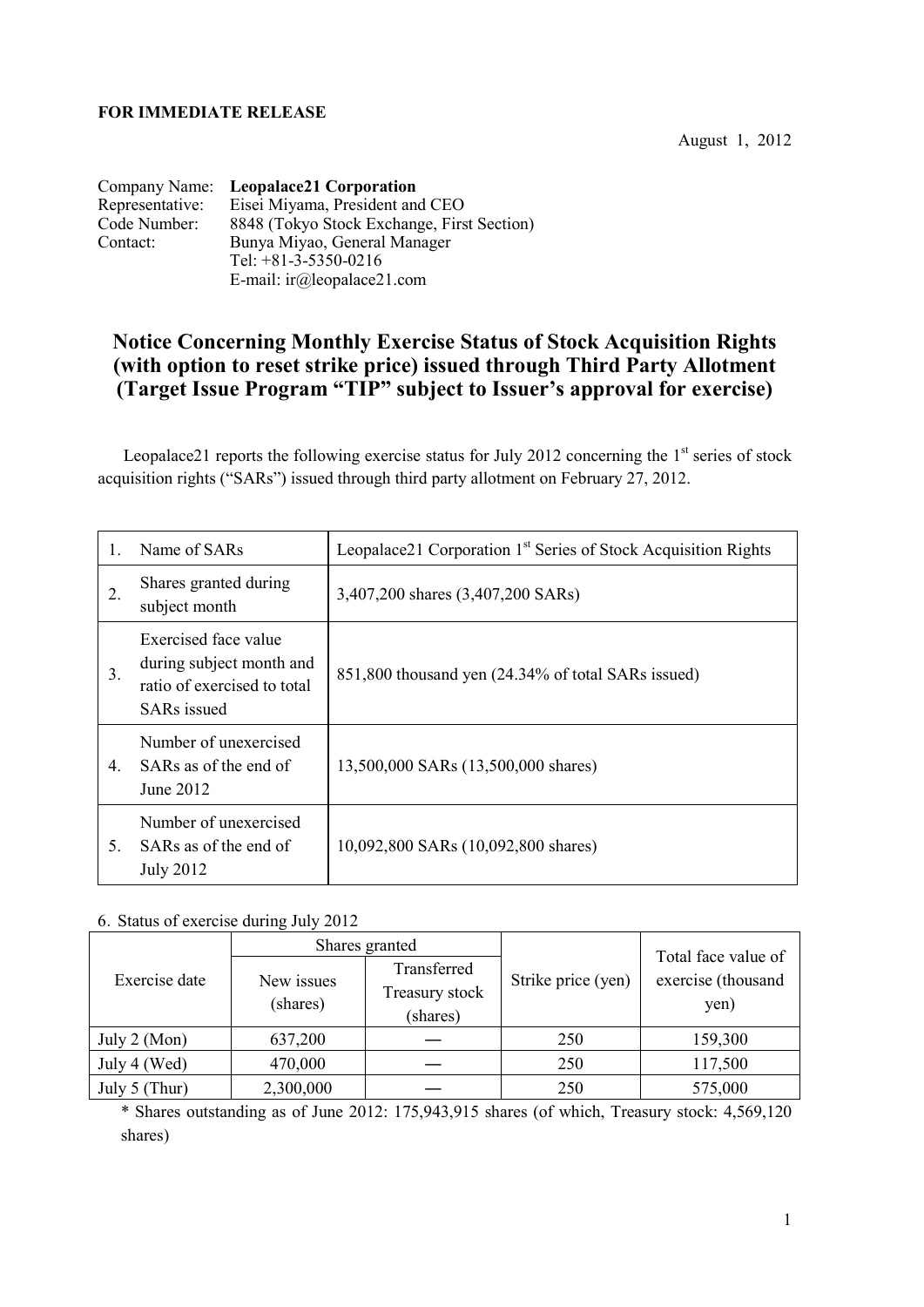**FOR IMMEDIATE RELEASE**

August 1, 2012

Company Name: **Leopalace21 Corporation**
Representative: Eisei Miyama, President and CEO
Code Number: 8848 (Tokyo Stock Exchange, First Section)
Contact: Bunya Miyao, General Manager
Tel: +81-3-5350-0216
E-mail: ir@leopalace21.com

# Notice Concerning Monthly Exercise Status of Stock Acquisition Rights (with option to reset strike price) issued through Third Party Allotment (Target Issue Program "TIP" subject to Issuer's approval for exercise)

Leopalace21 reports the following exercise status for July 2012 concerning the 1st series of stock acquisition rights ("SARs") issued through third party allotment on February 27, 2012.

| | | |
|---|---|---|
| 1. | Name of SARs | Leopalace21 Corporation 1st Series of Stock Acquisition Rights |
| 2. | Shares granted during subject month | 3,407,200 shares (3,407,200 SARs) |
| 3. | Exercised face value during subject month and ratio of exercised to total SARs issued | 851,800 thousand yen (24.34% of total SARs issued) |
| 4. | Number of unexercised SARs as of the end of June 2012 | 13,500,000 SARs (13,500,000 shares) |
| 5. | Number of unexercised SARs as of the end of July 2012 | 10,092,800 SARs (10,092,800 shares) |

6. Status of exercise during July 2012

| Exercise date | Shares granted | | Strike price (yen) | Total face value of exercise (thousand yen) |
|---|---|---|---|---|
| | New issues (shares) | Transferred Treasury stock (shares) | | |
| July 2 (Mon) | 637,200 | ― | 250 | 159,300 |
| July 4 (Wed) | 470,000 | ― | 250 | 117,500 |
| July 5 (Thur) | 2,300,000 | ― | 250 | 575,000 |

* Shares outstanding as of June 2012: 175,943,915 shares (of which, Treasury stock: 4,569,120 shares)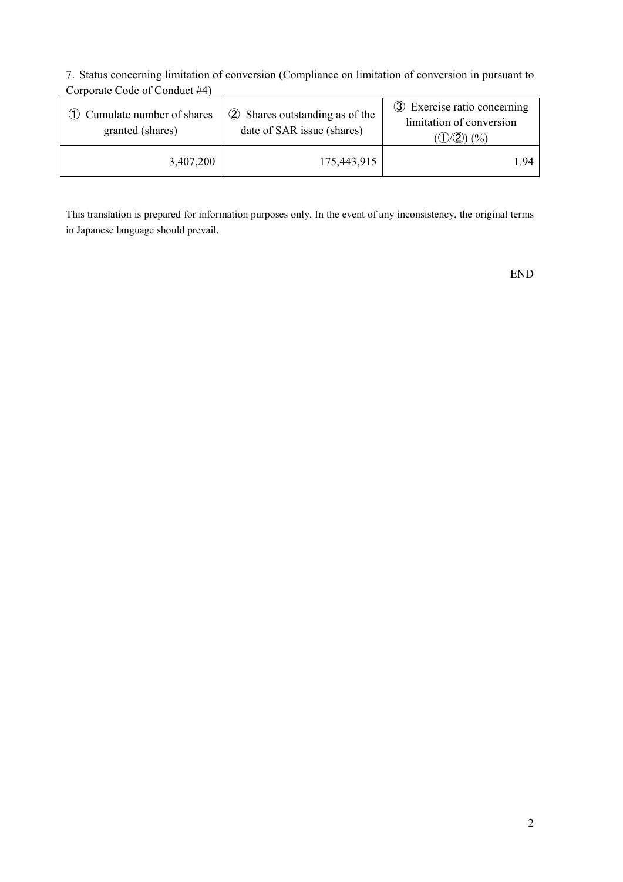7. Status concerning limitation of conversion (Compliance on limitation of conversion in pursuant to Corporate Code of Conduct #4)

| ① Cumulate number of shares granted (shares) | ② Shares outstanding as of the date of SAR issue (shares) | ③ Exercise ratio concerning limitation of conversion (①/②) (%) |
|---|---|---|
| 3,407,200 | 175,443,915 | 1.94 |

This translation is prepared for information purposes only. In the event of any inconsistency, the original terms in Japanese language should prevail.

END